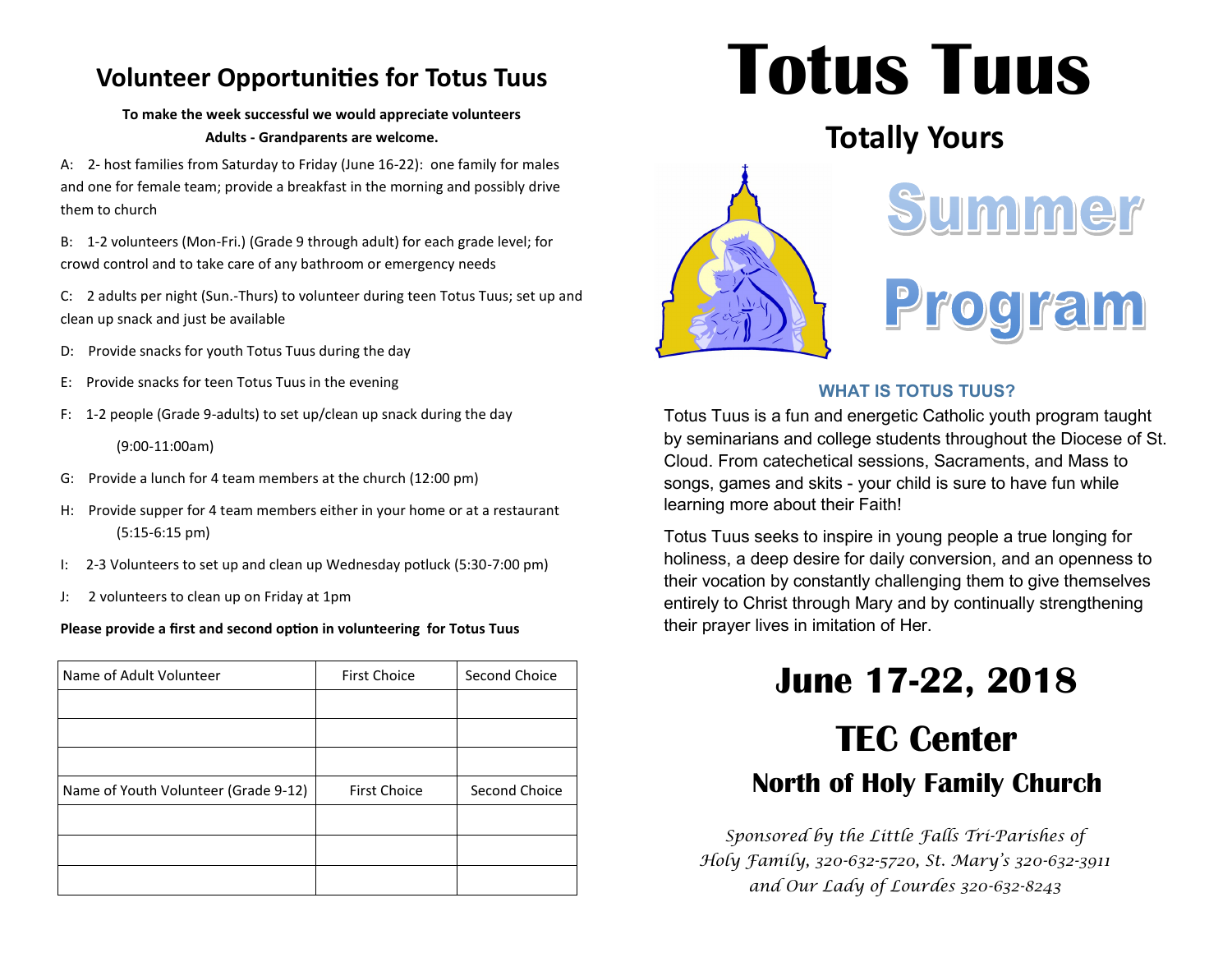## Volunteer Opportunities for Totus Tuus

**To make the week successful we would appreciate volunteers**
**Adults - Grandparents are welcome.**

A: 2- host families from Saturday to Friday (June 16-22): one family for males and one for female team; provide a breakfast in the morning and possibly drive them to church

B: 1-2 volunteers (Mon-Fri.) (Grade 9 through adult) for each grade level; for crowd control and to take care of any bathroom or emergency needs

C: 2 adults per night (Sun.-Thurs) to volunteer during teen Totus Tuus; set up and clean up snack and just be available

D: Provide snacks for youth Totus Tuus during the day

E: Provide snacks for teen Totus Tuus in the evening

F: 1-2 people (Grade 9-adults) to set up/clean up snack during the day (9:00-11:00am)

G: Provide a lunch for 4 team members at the church (12:00 pm)

H: Provide supper for 4 team members either in your home or at a restaurant (5:15-6:15 pm)

I: 2-3 Volunteers to set up and clean up Wednesday potluck (5:30-7:00 pm)

J: 2 volunteers to clean up on Friday at 1pm

**Please provide a first and second option in volunteering for Totus Tuus**

| Name of Adult Volunteer | First Choice | Second Choice |
|---|---|---|
| | | |
| | | |
| | | |
| Name of Youth Volunteer (Grade 9-12) | First Choice | Second Choice |
| | | |
| | | |
| | | |

# Totus Tuus

## Totally Yours

## Summer Program

### WHAT IS TOTUS TUUS?

Totus Tuus is a fun and energetic Catholic youth program taught by seminarians and college students throughout the Diocese of St. Cloud. From catechetical sessions, Sacraments, and Mass to songs, games and skits - your child is sure to have fun while learning more about their Faith!

Totus Tuus seeks to inspire in young people a true longing for holiness, a deep desire for daily conversion, and an openness to their vocation by constantly challenging them to give themselves entirely to Christ through Mary and by continually strengthening their prayer lives in imitation of Her.

## June 17-22, 2018

## TEC Center

### North of Holy Family Church

*Sponsored by the Little Falls Tri-Parishes of Holy Family, 320-632-5720, St. Mary's 320-632-3911 and Our Lady of Lourdes 320-632-8243*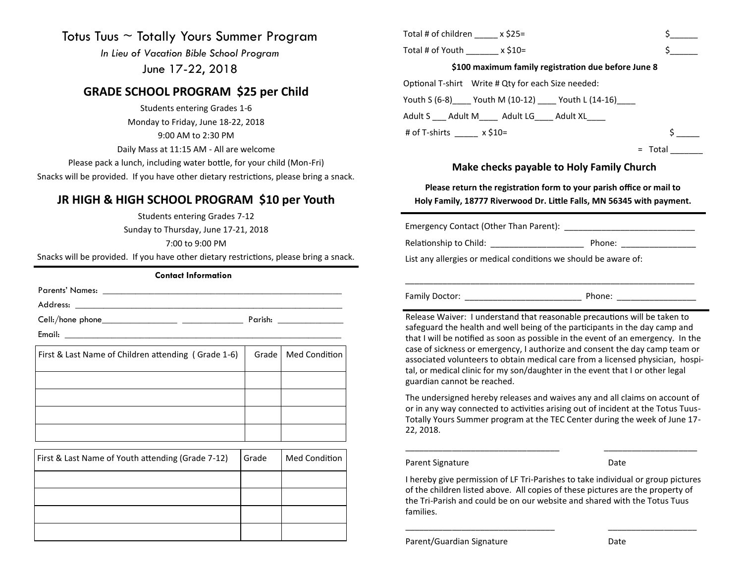# Totus Tuus ~ Totally Yours Summer Program

*In Lieu of Vacation Bible School Program*

June 17-22, 2018

## GRADE SCHOOL PROGRAM $25 per Child

Students entering Grades 1-6

Monday to Friday, June 18-22, 2018

9:00 AM to 2:30 PM

Daily Mass at 11:15 AM - All are welcome

Please pack a lunch, including water bottle, for your child (Mon-Fri)

Snacks will be provided. If you have other dietary restrictions, please bring a snack.

## JR HIGH & HIGH SCHOOL PROGRAM $10 per Youth

Students entering Grades 7-12

Sunday to Thursday, June 17-21, 2018

7:00 to 9:00 PM

Snacks will be provided. If you have other dietary restrictions, please bring a snack.

**Contact Information**

Parents' Names: ____________________________________________________

Address: ____________________________________________________

Cell:/hone phone_______________ ____________ Parish: _____________

Email: ____________________________________________________

| First & Last Name of Children attending ( Grade 1-6) | Grade | Med Condition |
|---|---|---|
| | | |
| | | |
| | | |
| | | |

| First & Last Name of Youth attending (Grade 7-12) | Grade | Med Condition |
|---|---|---|
| | | |
| | | |
| | | |
| | | |

Total # of children _____ x $25= $______

Total # of Youth _______ x $10= $______

**$100 maximum family registration due before June 8**

Optional T-shirt Write # Qty for each Size needed:

Youth S (6-8)____ Youth M (10-12) ____ Youth L (14-16)____

Adult S ___ Adult M____ Adult LG____ Adult XL____

# of T-shirts _____ x $10= $ _____

= Total _______

**Make checks payable to Holy Family Church**

**Please return the registration form to your parish office or mail to Holy Family, 18777 Riverwood Dr. Little Falls, MN 56345 with payment.**

Emergency Contact (Other Than Parent): ____________________________

Relationship to Child: ____________________ Phone: ________________

List any allergies or medical conditions we should be aware of:

______________________________________________________________

Family Doctor: _________________________ Phone: _________________

Release Waiver: I understand that reasonable precautions will be taken to safeguard the health and well being of the participants in the day camp and that I will be notified as soon as possible in the event of an emergency. In the case of sickness or emergency, I authorize and consent the day camp team or associated volunteers to obtain medical care from a licensed physician, hospital, or medical clinic for my son/daughter in the event that I or other legal guardian cannot be reached.

The undersigned hereby releases and waives any and all claims on account of or in any way connected to activities arising out of incident at the Totus Tuus-Totally Yours Summer program at the TEC Center during the week of June 17-22, 2018.

________________________________ ____________________

Parent Signature Date

I hereby give permission of LF Tri-Parishes to take individual or group pictures of the children listed above. All copies of these pictures are the property of the Tri-Parish and could be on our website and shared with the Totus Tuus families.

________________________________ ____________________

Parent/Guardian Signature Date